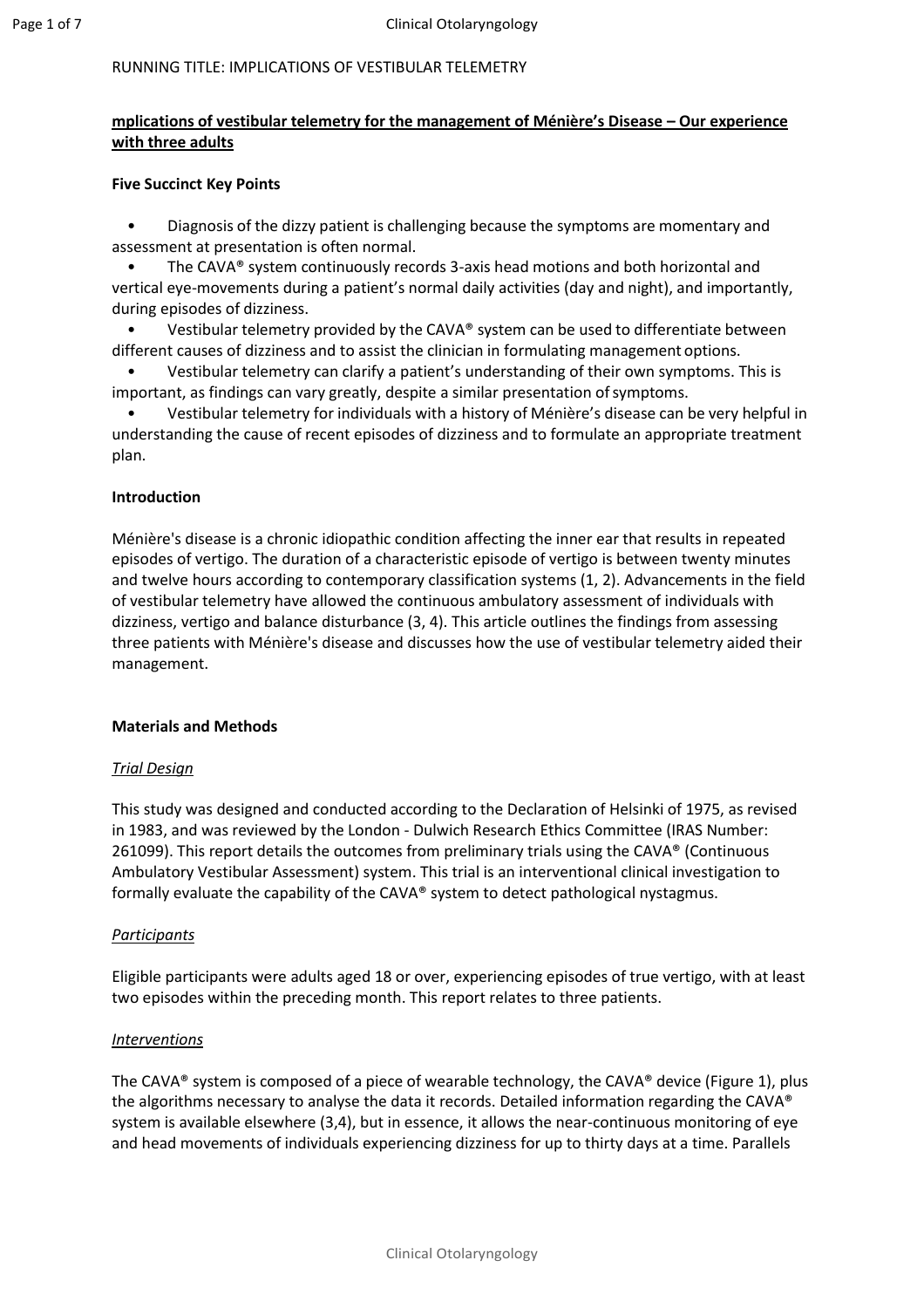RUNNING TITLE: IMPLICATIONS OF VESTIBULAR TELEMETRY

# mplications of vestibular telemetry for the management of Ménière's Disease – Our experience with three adults

## Five Succinct Key Points

- Diagnosis of the dizzy patient is challenging because the symptoms are momentary and assessment at presentation is often normal.
- The CAVA® system continuously records 3-axis head motions and both horizontal and vertical eye-movements during a patient's normal daily activities (day and night), and importantly, during episodes of dizziness.
- Vestibular telemetry provided by the CAVA® system can be used to differentiate between different causes of dizziness and to assist the clinician in formulating management options.
- Vestibular telemetry can clarify a patient's understanding of their own symptoms. This is important, as findings can vary greatly, despite a similar presentation of symptoms.
- Vestibular telemetry for individuals with a history of Ménière's disease can be very helpful in understanding the cause of recent episodes of dizziness and to formulate an appropriate treatment plan.

## Introduction

Ménière's disease is a chronic idiopathic condition affecting the inner ear that results in repeated episodes of vertigo. The duration of a characteristic episode of vertigo is between twenty minutes and twelve hours according to contemporary classification systems (1, 2). Advancements in the field of vestibular telemetry have allowed the continuous ambulatory assessment of individuals with dizziness, vertigo and balance disturbance (3, 4). This article outlines the findings from assessing three patients with Ménière's disease and discusses how the use of vestibular telemetry aided their management.

## Materials and Methods

### *Trial Design*

This study was designed and conducted according to the Declaration of Helsinki of 1975, as revised in 1983, and was reviewed by the London - Dulwich Research Ethics Committee (IRAS Number: 261099). This report details the outcomes from preliminary trials using the CAVA® (Continuous Ambulatory Vestibular Assessment) system. This trial is an interventional clinical investigation to formally evaluate the capability of the CAVA® system to detect pathological nystagmus.

### *Participants*

Eligible participants were adults aged 18 or over, experiencing episodes of true vertigo, with at least two episodes within the preceding month. This report relates to three patients.

### *Interventions*

The CAVA® system is composed of a piece of wearable technology, the CAVA® device (Figure 1), plus the algorithms necessary to analyse the data it records. Detailed information regarding the CAVA® system is available elsewhere (3,4), but in essence, it allows the near-continuous monitoring of eye and head movements of individuals experiencing dizziness for up to thirty days at a time. Parallels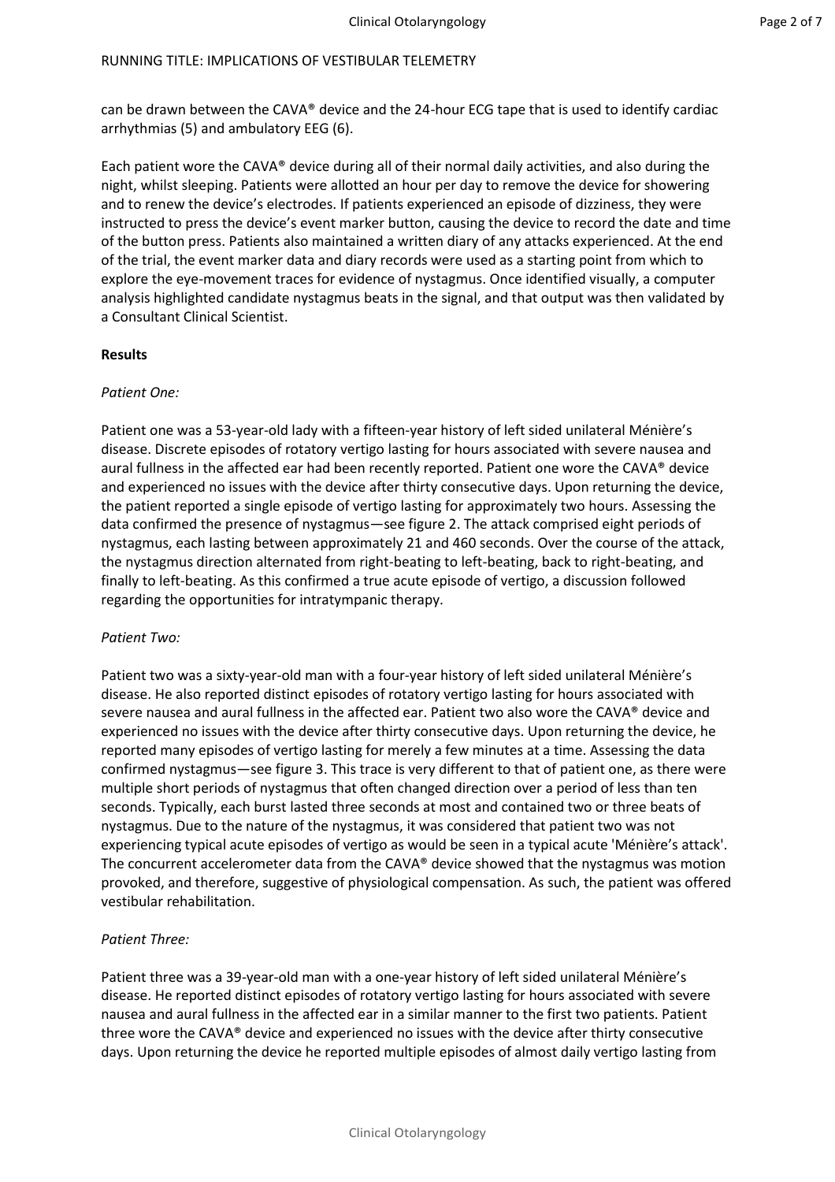can be drawn between the CAVA® device and the 24-hour ECG tape that is used to identify cardiac arrhythmias (5) and ambulatory EEG (6).

Each patient wore the CAVA® device during all of their normal daily activities, and also during the night, whilst sleeping. Patients were allotted an hour per day to remove the device for showering and to renew the device's electrodes. If patients experienced an episode of dizziness, they were instructed to press the device's event marker button, causing the device to record the date and time of the button press. Patients also maintained a written diary of any attacks experienced. At the end of the trial, the event marker data and diary records were used as a starting point from which to explore the eye-movement traces for evidence of nystagmus. Once identified visually, a computer analysis highlighted candidate nystagmus beats in the signal, and that output was then validated by a Consultant Clinical Scientist.

**Results**

*Patient One:*

Patient one was a 53-year-old lady with a fifteen-year history of left sided unilateral Ménière's disease. Discrete episodes of rotatory vertigo lasting for hours associated with severe nausea and aural fullness in the affected ear had been recently reported. Patient one wore the CAVA® device and experienced no issues with the device after thirty consecutive days. Upon returning the device, the patient reported a single episode of vertigo lasting for approximately two hours. Assessing the data confirmed the presence of nystagmus—see figure 2. The attack comprised eight periods of nystagmus, each lasting between approximately 21 and 460 seconds. Over the course of the attack, the nystagmus direction alternated from right-beating to left-beating, back to right-beating, and finally to left-beating. As this confirmed a true acute episode of vertigo, a discussion followed regarding the opportunities for intratympanic therapy.

*Patient Two:*

Patient two was a sixty-year-old man with a four-year history of left sided unilateral Ménière's disease. He also reported distinct episodes of rotatory vertigo lasting for hours associated with severe nausea and aural fullness in the affected ear. Patient two also wore the CAVA® device and experienced no issues with the device after thirty consecutive days. Upon returning the device, he reported many episodes of vertigo lasting for merely a few minutes at a time. Assessing the data confirmed nystagmus—see figure 3. This trace is very different to that of patient one, as there were multiple short periods of nystagmus that often changed direction over a period of less than ten seconds. Typically, each burst lasted three seconds at most and contained two or three beats of nystagmus. Due to the nature of the nystagmus, it was considered that patient two was not experiencing typical acute episodes of vertigo as would be seen in a typical acute 'Ménière's attack'. The concurrent accelerometer data from the CAVA® device showed that the nystagmus was motion provoked, and therefore, suggestive of physiological compensation. As such, the patient was offered vestibular rehabilitation.

*Patient Three:*

Patient three was a 39-year-old man with a one-year history of left sided unilateral Ménière's disease. He reported distinct episodes of rotatory vertigo lasting for hours associated with severe nausea and aural fullness in the affected ear in a similar manner to the first two patients. Patient three wore the CAVA® device and experienced no issues with the device after thirty consecutive days. Upon returning the device he reported multiple episodes of almost daily vertigo lasting from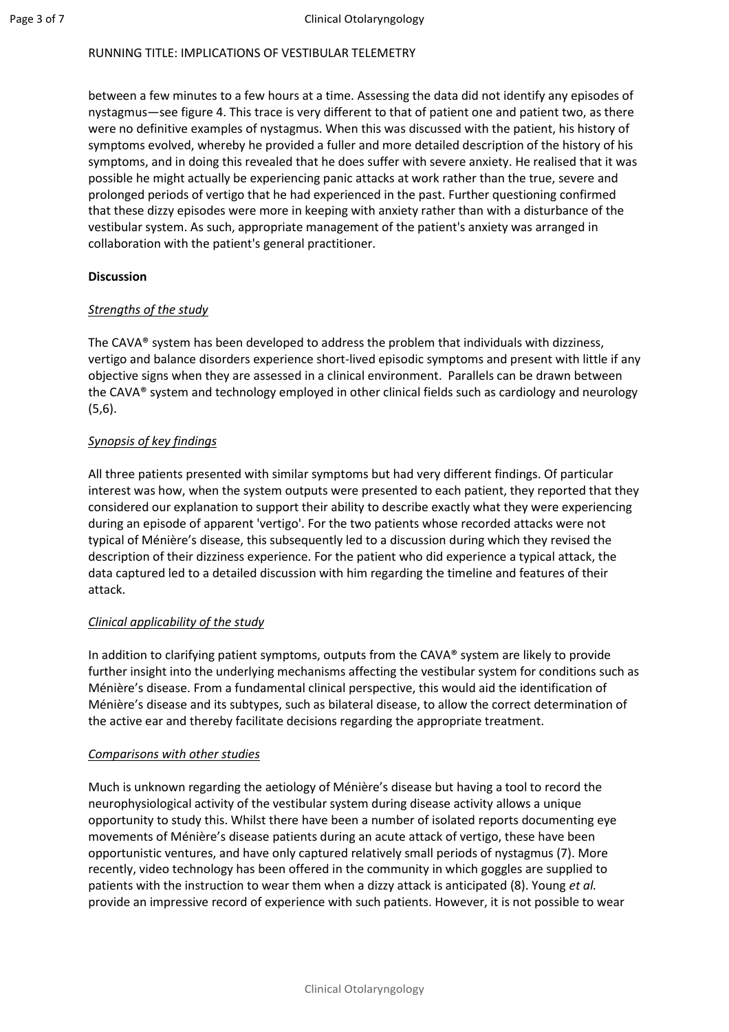between a few minutes to a few hours at a time. Assessing the data did not identify any episodes of nystagmus—see figure 4. This trace is very different to that of patient one and patient two, as there were no definitive examples of nystagmus. When this was discussed with the patient, his history of symptoms evolved, whereby he provided a fuller and more detailed description of the history of his symptoms, and in doing this revealed that he does suffer with severe anxiety. He realised that it was possible he might actually be experiencing panic attacks at work rather than the true, severe and prolonged periods of vertigo that he had experienced in the past. Further questioning confirmed that these dizzy episodes were more in keeping with anxiety rather than with a disturbance of the vestibular system. As such, appropriate management of the patient's anxiety was arranged in collaboration with the patient's general practitioner.

## Discussion

### *Strengths of the study*

The CAVA® system has been developed to address the problem that individuals with dizziness, vertigo and balance disorders experience short-lived episodic symptoms and present with little if any objective signs when they are assessed in a clinical environment. Parallels can be drawn between the CAVA® system and technology employed in other clinical fields such as cardiology and neurology (5,6).

### *Synopsis of key findings*

All three patients presented with similar symptoms but had very different findings. Of particular interest was how, when the system outputs were presented to each patient, they reported that they considered our explanation to support their ability to describe exactly what they were experiencing during an episode of apparent 'vertigo'. For the two patients whose recorded attacks were not typical of Ménière's disease, this subsequently led to a discussion during which they revised the description of their dizziness experience. For the patient who did experience a typical attack, the data captured led to a detailed discussion with him regarding the timeline and features of their attack.

### *Clinical applicability of the study*

In addition to clarifying patient symptoms, outputs from the CAVA® system are likely to provide further insight into the underlying mechanisms affecting the vestibular system for conditions such as Ménière's disease. From a fundamental clinical perspective, this would aid the identification of Ménière's disease and its subtypes, such as bilateral disease, to allow the correct determination of the active ear and thereby facilitate decisions regarding the appropriate treatment.

### *Comparisons with other studies*

Much is unknown regarding the aetiology of Ménière's disease but having a tool to record the neurophysiological activity of the vestibular system during disease activity allows a unique opportunity to study this. Whilst there have been a number of isolated reports documenting eye movements of Ménière's disease patients during an acute attack of vertigo, these have been opportunistic ventures, and have only captured relatively small periods of nystagmus (7). More recently, video technology has been offered in the community in which goggles are supplied to patients with the instruction to wear them when a dizzy attack is anticipated (8). Young *et al.* provide an impressive record of experience with such patients. However, it is not possible to wear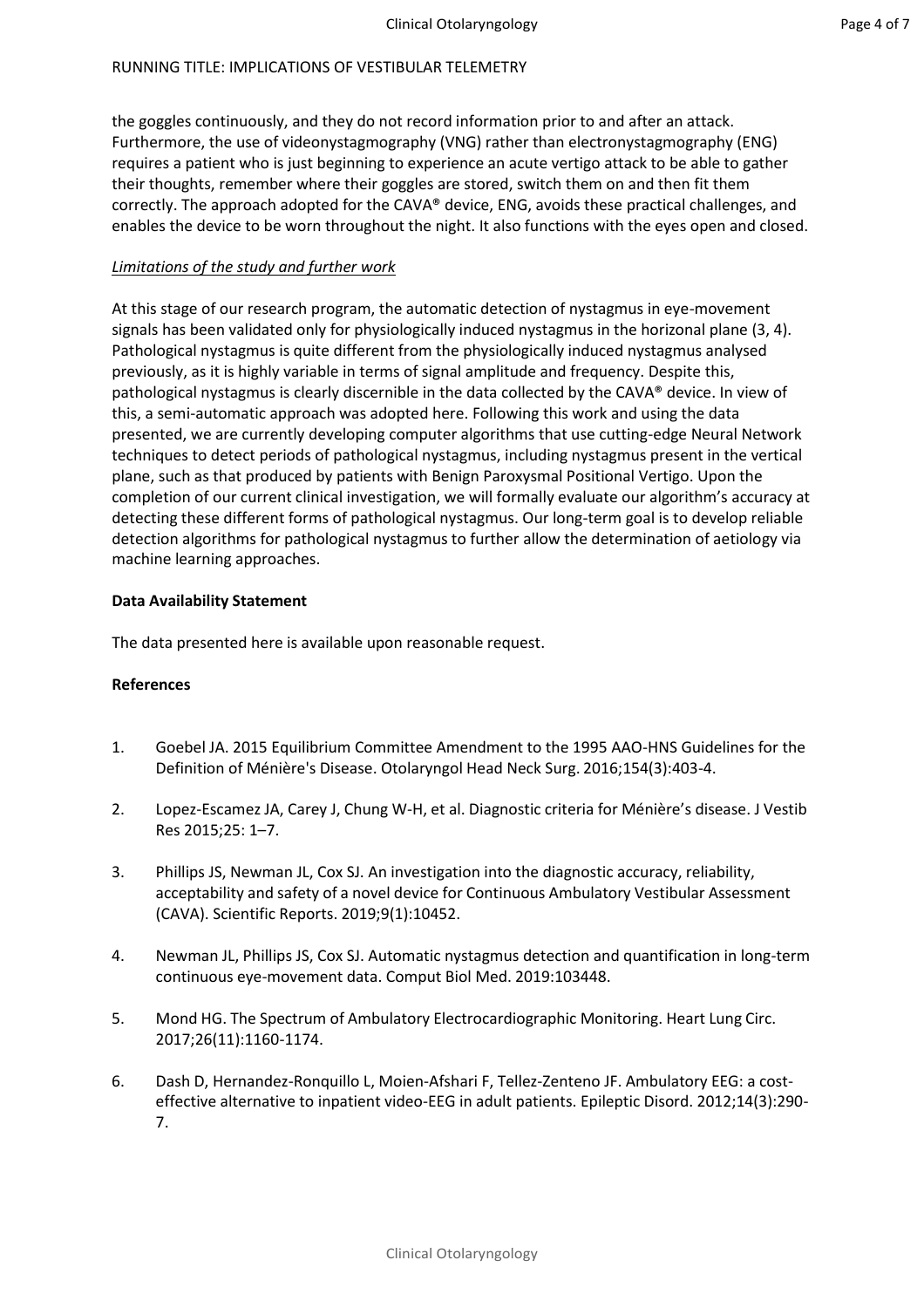the goggles continuously, and they do not record information prior to and after an attack. Furthermore, the use of videonystagmography (VNG) rather than electronystagmography (ENG) requires a patient who is just beginning to experience an acute vertigo attack to be able to gather their thoughts, remember where their goggles are stored, switch them on and then fit them correctly. The approach adopted for the CAVA® device, ENG, avoids these practical challenges, and enables the device to be worn throughout the night. It also functions with the eyes open and closed.

*Limitations of the study and further work*

At this stage of our research program, the automatic detection of nystagmus in eye-movement signals has been validated only for physiologically induced nystagmus in the horizonal plane (3, 4). Pathological nystagmus is quite different from the physiologically induced nystagmus analysed previously, as it is highly variable in terms of signal amplitude and frequency. Despite this, pathological nystagmus is clearly discernible in the data collected by the CAVA® device. In view of this, a semi-automatic approach was adopted here. Following this work and using the data presented, we are currently developing computer algorithms that use cutting-edge Neural Network techniques to detect periods of pathological nystagmus, including nystagmus present in the vertical plane, such as that produced by patients with Benign Paroxysmal Positional Vertigo. Upon the completion of our current clinical investigation, we will formally evaluate our algorithm's accuracy at detecting these different forms of pathological nystagmus. Our long-term goal is to develop reliable detection algorithms for pathological nystagmus to further allow the determination of aetiology via machine learning approaches.

**Data Availability Statement**

The data presented here is available upon reasonable request.

**References**

1. Goebel JA. 2015 Equilibrium Committee Amendment to the 1995 AAO-HNS Guidelines for the Definition of Ménière's Disease. Otolaryngol Head Neck Surg. 2016;154(3):403-4.
2. Lopez-Escamez JA, Carey J, Chung W-H, et al. Diagnostic criteria for Ménière's disease. J Vestib Res 2015;25: 1–7.
3. Phillips JS, Newman JL, Cox SJ. An investigation into the diagnostic accuracy, reliability, acceptability and safety of a novel device for Continuous Ambulatory Vestibular Assessment (CAVA). Scientific Reports. 2019;9(1):10452.
4. Newman JL, Phillips JS, Cox SJ. Automatic nystagmus detection and quantification in long-term continuous eye-movement data. Comput Biol Med. 2019:103448.
5. Mond HG. The Spectrum of Ambulatory Electrocardiographic Monitoring. Heart Lung Circ. 2017;26(11):1160-1174.
6. Dash D, Hernandez-Ronquillo L, Moien-Afshari F, Tellez-Zenteno JF. Ambulatory EEG: a cost-effective alternative to inpatient video-EEG in adult patients. Epileptic Disord. 2012;14(3):290-7.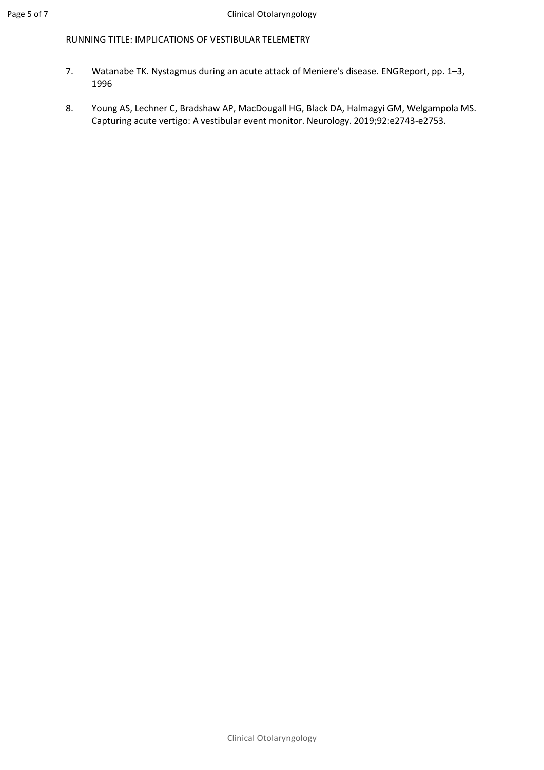7. Watanabe TK. Nystagmus during an acute attack of Meniere's disease. ENGReport, pp. 1–3, 1996

8. Young AS, Lechner C, Bradshaw AP, MacDougall HG, Black DA, Halmagyi GM, Welgampola MS. Capturing acute vertigo: A vestibular event monitor. Neurology. 2019;92:e2743-e2753.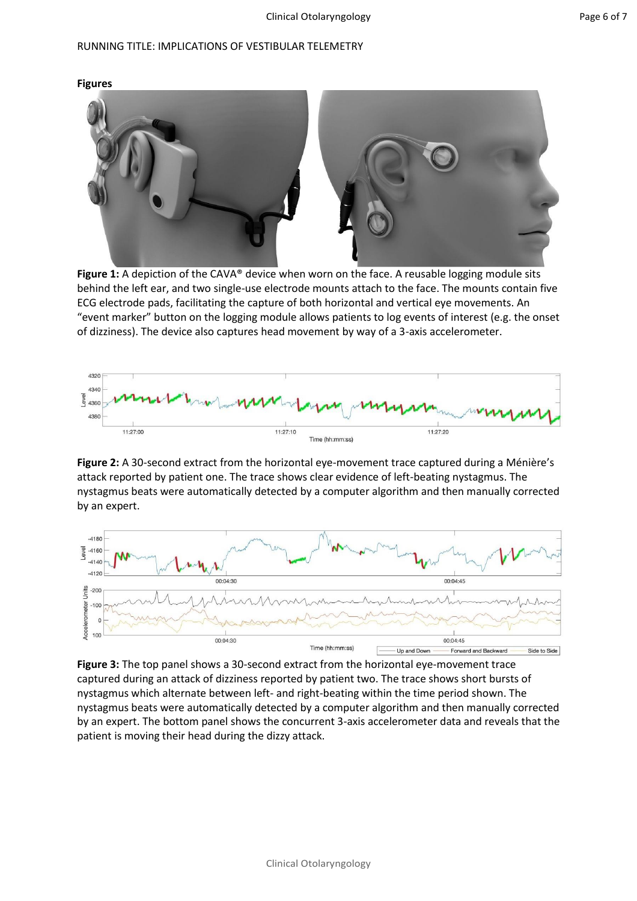**Figures**

**Figure 1:** A depiction of the CAVA® device when worn on the face. A reusable logging module sits behind the left ear, and two single-use electrode mounts attach to the face. The mounts contain five ECG electrode pads, facilitating the capture of both horizontal and vertical eye movements. An "event marker" button on the logging module allows patients to log events of interest (e.g. the onset of dizziness). The device also captures head movement by way of a 3-axis accelerometer.

**Figure 2:** A 30-second extract from the horizontal eye-movement trace captured during a Ménière's attack reported by patient one. The trace shows clear evidence of left-beating nystagmus. The nystagmus beats were automatically detected by a computer algorithm and then manually corrected by an expert.

**Figure 3:** The top panel shows a 30-second extract from the horizontal eye-movement trace captured during an attack of dizziness reported by patient two. The trace shows short bursts of nystagmus which alternate between left- and right-beating within the time period shown. The nystagmus beats were automatically detected by a computer algorithm and then manually corrected by an expert. The bottom panel shows the concurrent 3-axis accelerometer data and reveals that the patient is moving their head during the dizzy attack.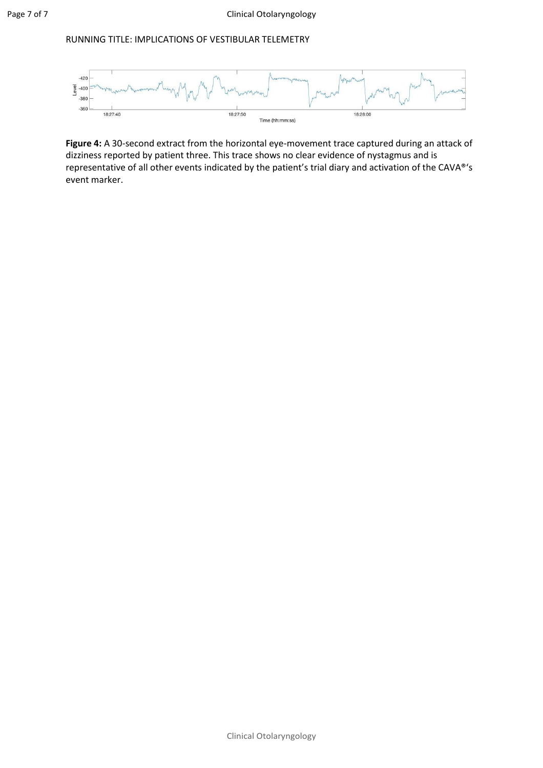RUNNING TITLE: IMPLICATIONS OF VESTIBULAR TELEMETRY

-420
-400
-380
-360
Level
18:27:40
18:27:50
18:28:00
Time (hh:mm:ss)

**Figure 4:** A 30-second extract from the horizontal eye-movement trace captured during an attack of dizziness reported by patient three. This trace shows no clear evidence of nystagmus and is representative of all other events indicated by the patient's trial diary and activation of the CAVA®'s event marker.